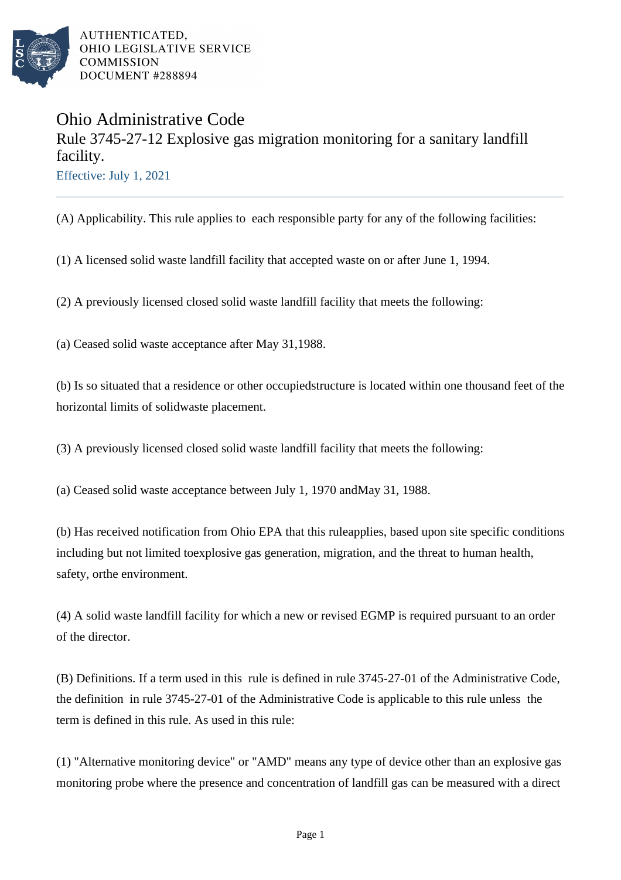AUTHENTICATED,
OHIO LEGISLATIVE SERVICE
COMMISSION
DOCUMENT #288894

# Ohio Administrative Code

## Rule 3745-27-12 Explosive gas migration monitoring for a sanitary landfill facility.

Effective: July 1, 2021

---

(A) Applicability. This rule applies to each responsible party for any of the following facilities:

(1) A licensed solid waste landfill facility that accepted waste on or after June 1, 1994.

(2) A previously licensed closed solid waste landfill facility that meets the following:

(a) Ceased solid waste acceptance after May 31,1988.

(b) Is so situated that a residence or other occupiedstructure is located within one thousand feet of the horizontal limits of solidwaste placement.

(3) A previously licensed closed solid waste landfill facility that meets the following:

(a) Ceased solid waste acceptance between July 1, 1970 andMay 31, 1988.

(b) Has received notification from Ohio EPA that this ruleapplies, based upon site specific conditions including but not limited toexplosive gas generation, migration, and the threat to human health, safety, orthe environment.

(4) A solid waste landfill facility for which a new or revised EGMP is required pursuant to an order of the director.

(B) Definitions. If a term used in this rule is defined in rule 3745-27-01 of the Administrative Code, the definition in rule 3745-27-01 of the Administrative Code is applicable to this rule unless the term is defined in this rule. As used in this rule:

(1) "Alternative monitoring device" or "AMD" means any type of device other than an explosive gas monitoring probe where the presence and concentration of landfill gas can be measured with a direct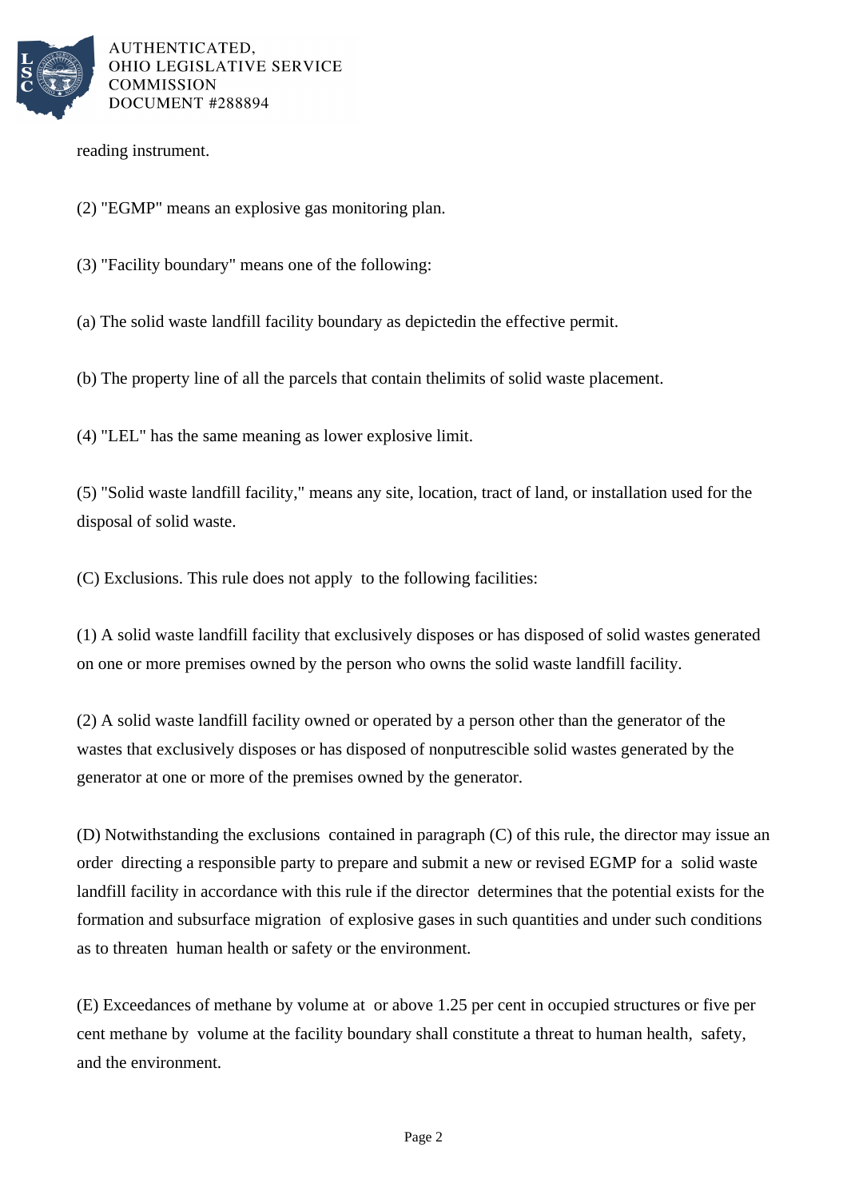reading instrument.

(2) "EGMP" means an explosive gas monitoring plan.

(3) "Facility boundary" means one of the following:

(a) The solid waste landfill facility boundary as depictedin the effective permit.

(b) The property line of all the parcels that contain thelimits of solid waste placement.

(4) "LEL" has the same meaning as lower explosive limit.

(5) "Solid waste landfill facility," means any site, location, tract of land, or installation used for the disposal of solid waste.

(C) Exclusions. This rule does not apply to the following facilities:

(1) A solid waste landfill facility that exclusively disposes or has disposed of solid wastes generated on one or more premises owned by the person who owns the solid waste landfill facility.

(2) A solid waste landfill facility owned or operated by a person other than the generator of the wastes that exclusively disposes or has disposed of nonputrescible solid wastes generated by the generator at one or more of the premises owned by the generator.

(D) Notwithstanding the exclusions contained in paragraph (C) of this rule, the director may issue an order directing a responsible party to prepare and submit a new or revised EGMP for a solid waste landfill facility in accordance with this rule if the director determines that the potential exists for the formation and subsurface migration of explosive gases in such quantities and under such conditions as to threaten human health or safety or the environment.

(E) Exceedances of methane by volume at or above 1.25 per cent in occupied structures or five per cent methane by volume at the facility boundary shall constitute a threat to human health, safety, and the environment.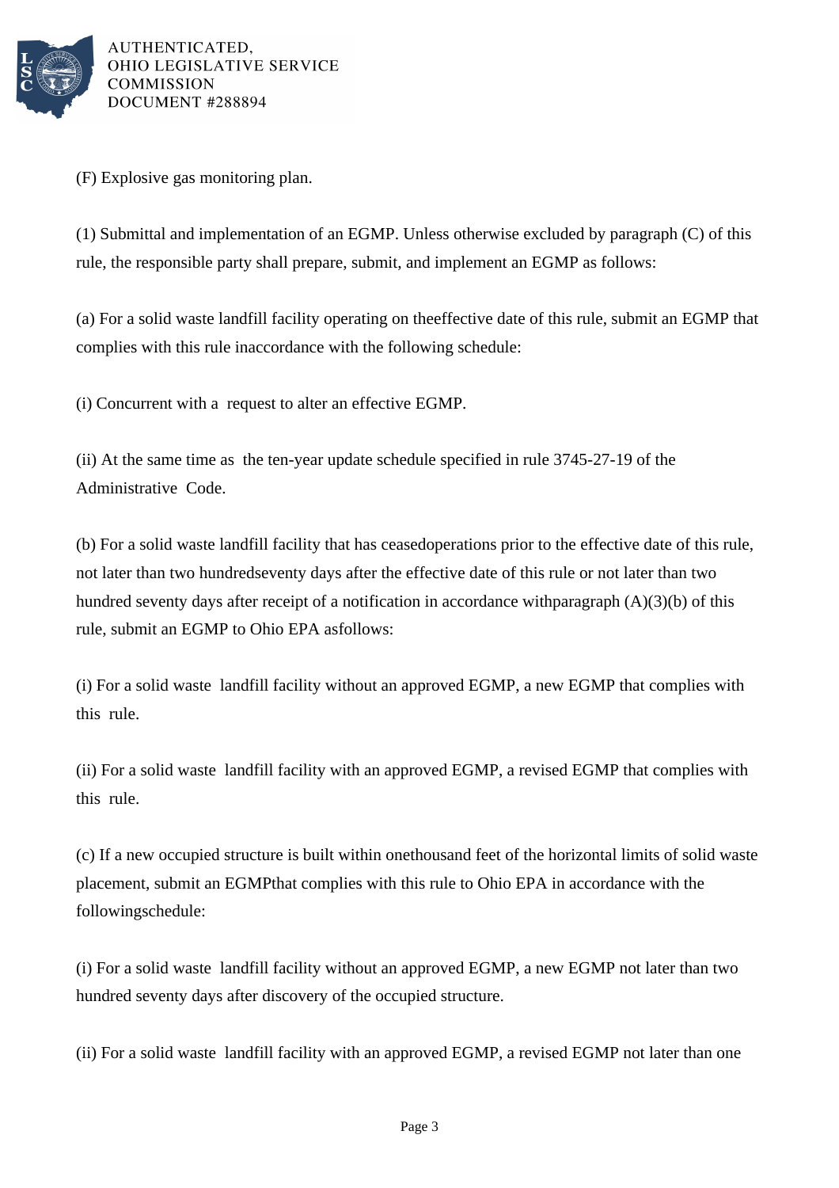(F) Explosive gas monitoring plan.

(1) Submittal and implementation of an EGMP. Unless otherwise excluded by paragraph (C) of this rule, the responsible party shall prepare, submit, and implement an EGMP as follows:

(a) For a solid waste landfill facility operating on theeffective date of this rule, submit an EGMP that complies with this rule inaccordance with the following schedule:

(i) Concurrent with a request to alter an effective EGMP.

(ii) At the same time as the ten-year update schedule specified in rule 3745-27-19 of the Administrative Code.

(b) For a solid waste landfill facility that has ceasedoperations prior to the effective date of this rule, not later than two hundredseventy days after the effective date of this rule or not later than two hundred seventy days after receipt of a notification in accordance withparagraph (A)(3)(b) of this rule, submit an EGMP to Ohio EPA asfollows:

(i) For a solid waste landfill facility without an approved EGMP, a new EGMP that complies with this rule.

(ii) For a solid waste landfill facility with an approved EGMP, a revised EGMP that complies with this rule.

(c) If a new occupied structure is built within onethousand feet of the horizontal limits of solid waste placement, submit an EGMPthat complies with this rule to Ohio EPA in accordance with the followingschedule:

(i) For a solid waste landfill facility without an approved EGMP, a new EGMP not later than two hundred seventy days after discovery of the occupied structure.

(ii) For a solid waste landfill facility with an approved EGMP, a revised EGMP not later than one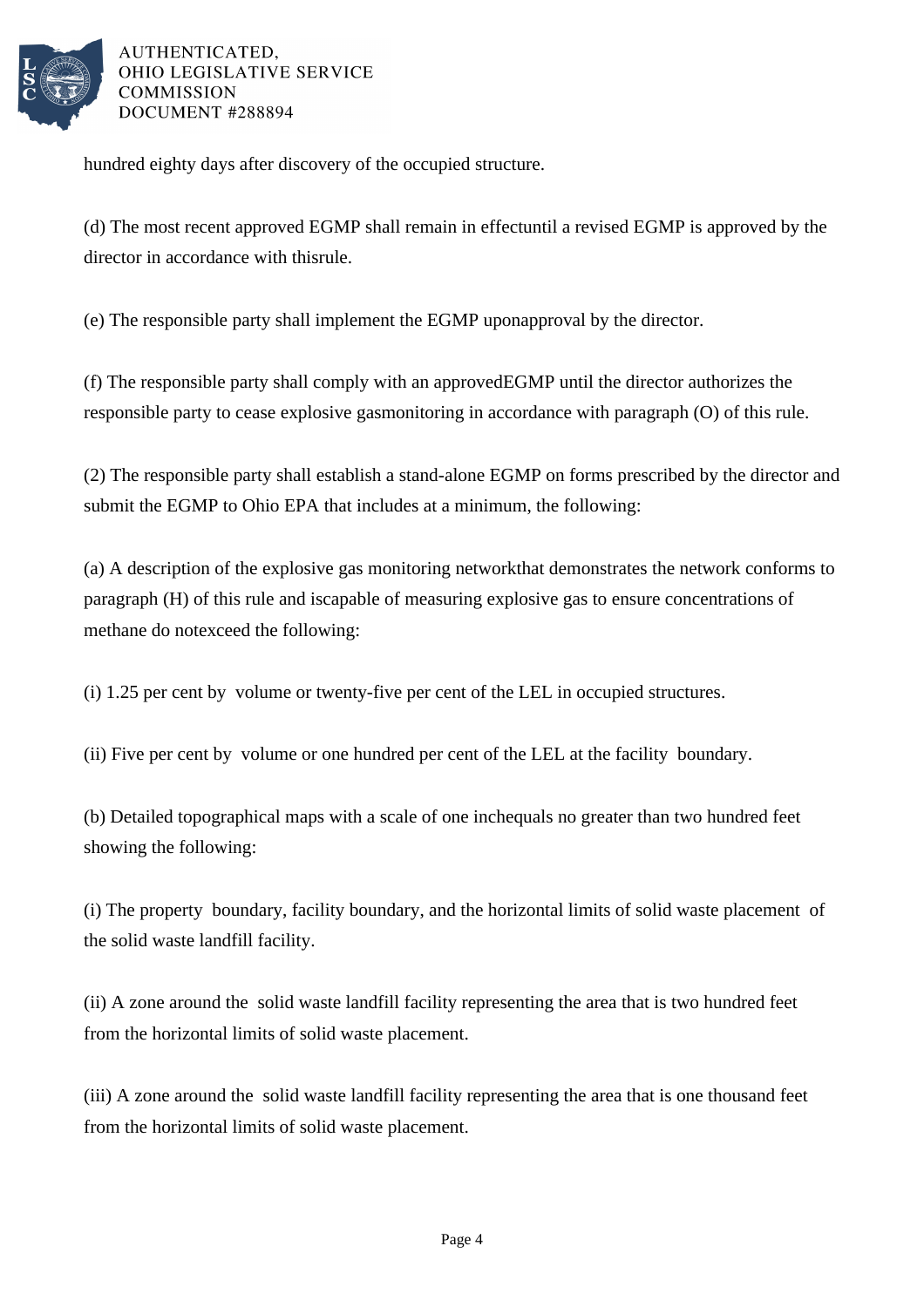hundred eighty days after discovery of the occupied structure.

(d) The most recent approved EGMP shall remain in effectuntil a revised EGMP is approved by the director in accordance with thisrule.

(e) The responsible party shall implement the EGMP uponapproval by the director.

(f) The responsible party shall comply with an approvedEGMP until the director authorizes the responsible party to cease explosive gasmonitoring in accordance with paragraph (O) of this rule.

(2) The responsible party shall establish a stand-alone EGMP on forms prescribed by the director and submit the EGMP to Ohio EPA that includes at a minimum, the following:

(a) A description of the explosive gas monitoring networkthat demonstrates the network conforms to paragraph (H) of this rule and iscapable of measuring explosive gas to ensure concentrations of methane do notexceed the following:

(i) 1.25 per cent by volume or twenty-five per cent of the LEL in occupied structures.

(ii) Five per cent by volume or one hundred per cent of the LEL at the facility boundary.

(b) Detailed topographical maps with a scale of one inchequals no greater than two hundred feet showing the following:

(i) The property boundary, facility boundary, and the horizontal limits of solid waste placement of the solid waste landfill facility.

(ii) A zone around the solid waste landfill facility representing the area that is two hundred feet from the horizontal limits of solid waste placement.

(iii) A zone around the solid waste landfill facility representing the area that is one thousand feet from the horizontal limits of solid waste placement.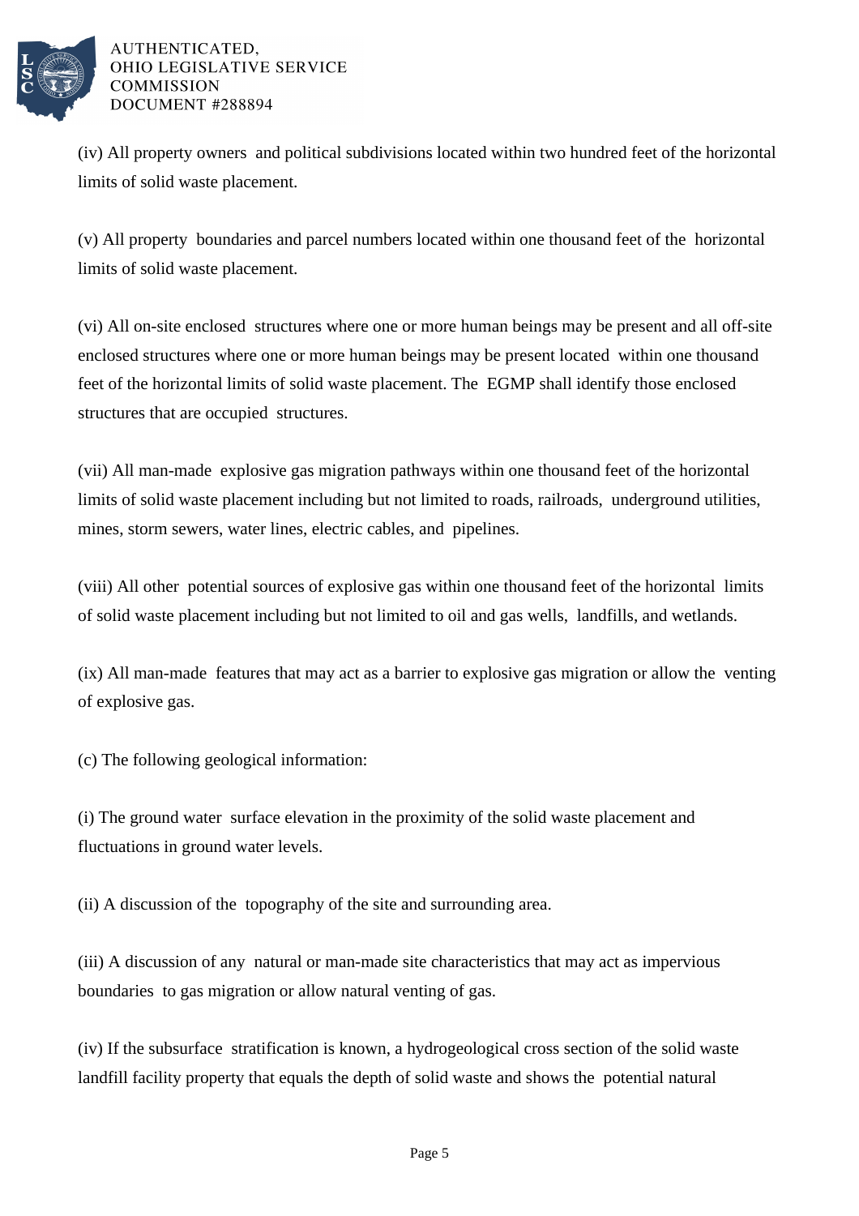(iv) All property owners and political subdivisions located within two hundred feet of the horizontal limits of solid waste placement.

(v) All property boundaries and parcel numbers located within one thousand feet of the horizontal limits of solid waste placement.

(vi) All on-site enclosed structures where one or more human beings may be present and all off-site enclosed structures where one or more human beings may be present located within one thousand feet of the horizontal limits of solid waste placement. The EGMP shall identify those enclosed structures that are occupied structures.

(vii) All man-made explosive gas migration pathways within one thousand feet of the horizontal limits of solid waste placement including but not limited to roads, railroads, underground utilities, mines, storm sewers, water lines, electric cables, and pipelines.

(viii) All other potential sources of explosive gas within one thousand feet of the horizontal limits of solid waste placement including but not limited to oil and gas wells, landfills, and wetlands.

(ix) All man-made features that may act as a barrier to explosive gas migration or allow the venting of explosive gas.

(c) The following geological information:

(i) The ground water surface elevation in the proximity of the solid waste placement and fluctuations in ground water levels.

(ii) A discussion of the topography of the site and surrounding area.

(iii) A discussion of any natural or man-made site characteristics that may act as impervious boundaries to gas migration or allow natural venting of gas.

(iv) If the subsurface stratification is known, a hydrogeological cross section of the solid waste landfill facility property that equals the depth of solid waste and shows the potential natural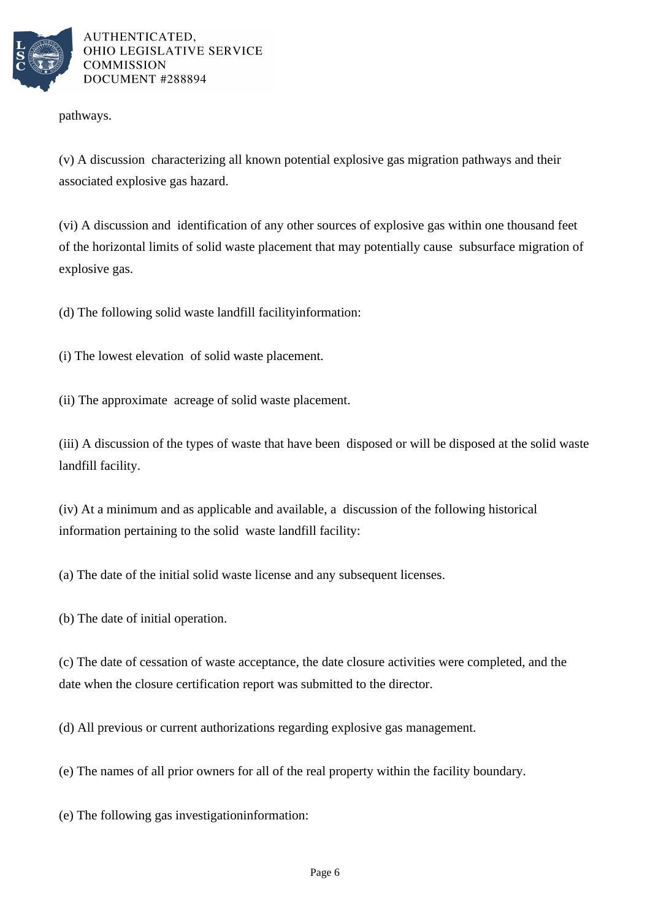pathways.

(v) A discussion characterizing all known potential explosive gas migration pathways and their associated explosive gas hazard.

(vi) A discussion and identification of any other sources of explosive gas within one thousand feet of the horizontal limits of solid waste placement that may potentially cause subsurface migration of explosive gas.

(d) The following solid waste landfill facilityinformation:

(i) The lowest elevation of solid waste placement.

(ii) The approximate acreage of solid waste placement.

(iii) A discussion of the types of waste that have been disposed or will be disposed at the solid waste landfill facility.

(iv) At a minimum and as applicable and available, a discussion of the following historical information pertaining to the solid waste landfill facility:

(a) The date of the initial solid waste license and any subsequent licenses.

(b) The date of initial operation.

(c) The date of cessation of waste acceptance, the date closure activities were completed, and the date when the closure certification report was submitted to the director.

(d) All previous or current authorizations regarding explosive gas management.

(e) The names of all prior owners for all of the real property within the facility boundary.

(e) The following gas investigationinformation: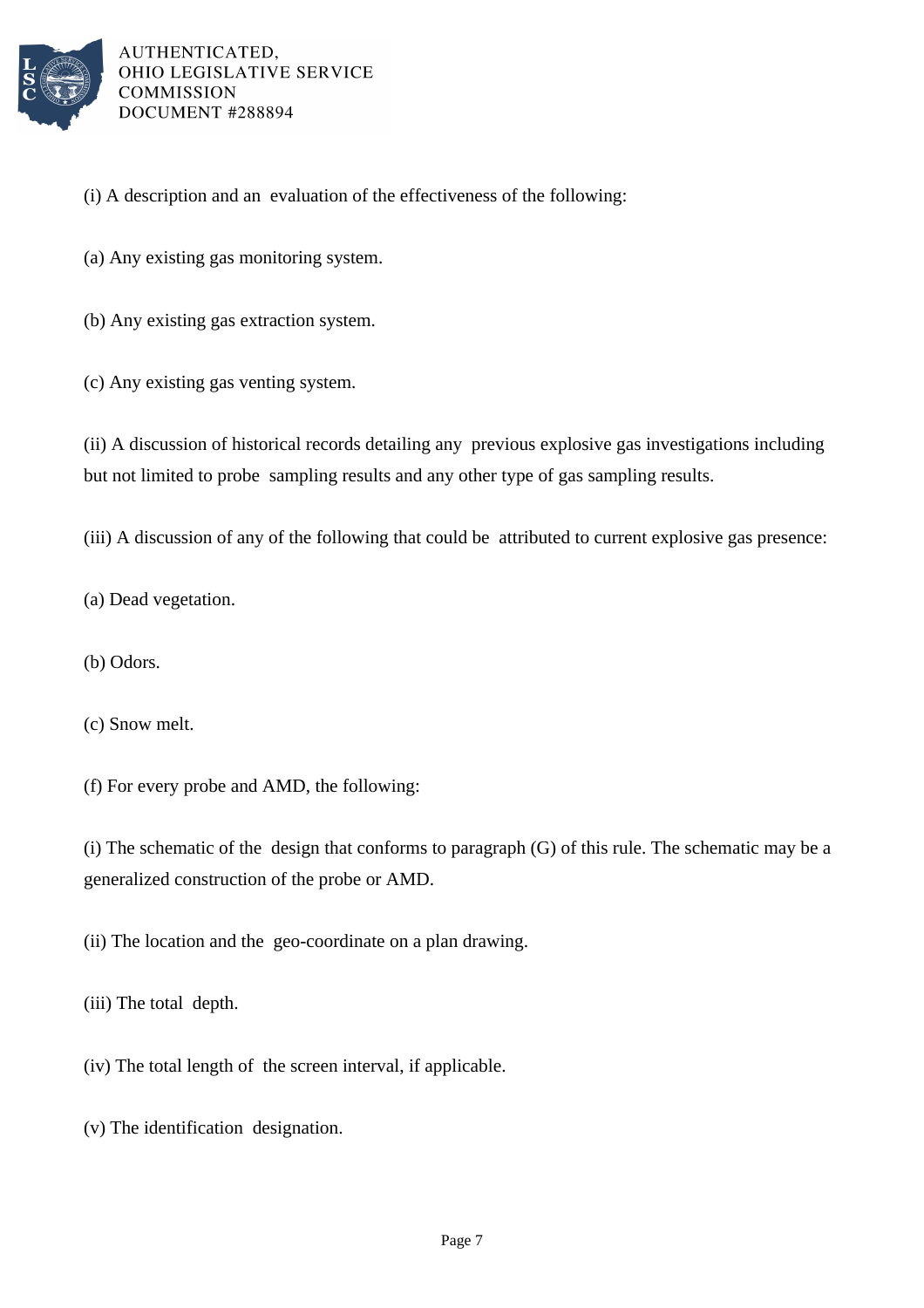(i) A description and an evaluation of the effectiveness of the following:

(a) Any existing gas monitoring system.

(b) Any existing gas extraction system.

(c) Any existing gas venting system.

(ii) A discussion of historical records detailing any previous explosive gas investigations including but not limited to probe sampling results and any other type of gas sampling results.

(iii) A discussion of any of the following that could be attributed to current explosive gas presence:

(a) Dead vegetation.

(b) Odors.

(c) Snow melt.

(f) For every probe and AMD, the following:

(i) The schematic of the design that conforms to paragraph (G) of this rule. The schematic may be a generalized construction of the probe or AMD.

(ii) The location and the geo-coordinate on a plan drawing.

(iii) The total depth.

(iv) The total length of the screen interval, if applicable.

(v) The identification designation.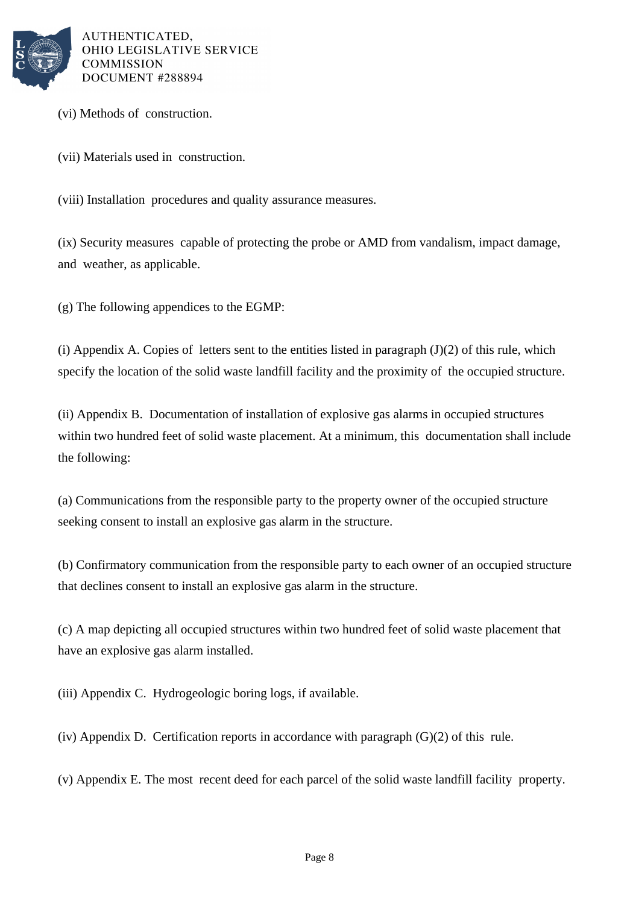(vi) Methods of construction.

(vii) Materials used in construction.

(viii) Installation procedures and quality assurance measures.

(ix) Security measures capable of protecting the probe or AMD from vandalism, impact damage, and weather, as applicable.

(g) The following appendices to the EGMP:

(i) Appendix A. Copies of letters sent to the entities listed in paragraph (J)(2) of this rule, which specify the location of the solid waste landfill facility and the proximity of the occupied structure.

(ii) Appendix B. Documentation of installation of explosive gas alarms in occupied structures within two hundred feet of solid waste placement. At a minimum, this documentation shall include the following:

(a) Communications from the responsible party to the property owner of the occupied structure seeking consent to install an explosive gas alarm in the structure.

(b) Confirmatory communication from the responsible party to each owner of an occupied structure that declines consent to install an explosive gas alarm in the structure.

(c) A map depicting all occupied structures within two hundred feet of solid waste placement that have an explosive gas alarm installed.

(iii) Appendix C. Hydrogeologic boring logs, if available.

(iv) Appendix D. Certification reports in accordance with paragraph (G)(2) of this rule.

(v) Appendix E. The most recent deed for each parcel of the solid waste landfill facility property.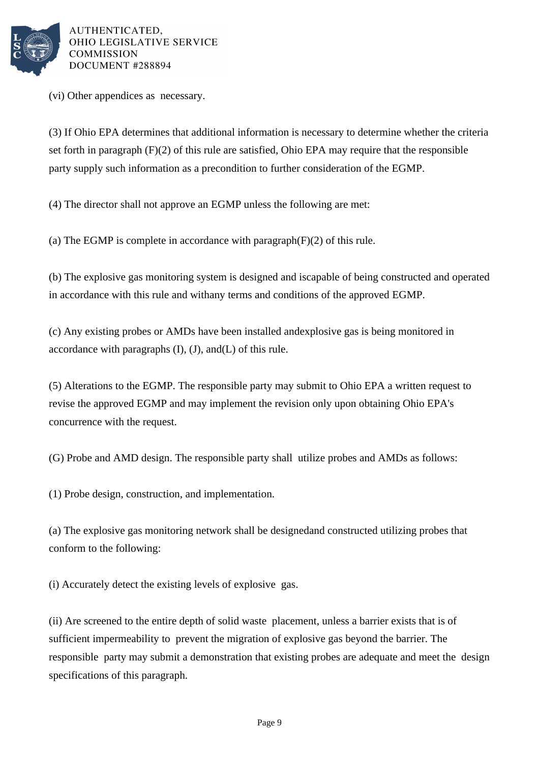(vi) Other appendices as necessary.

(3) If Ohio EPA determines that additional information is necessary to determine whether the criteria set forth in paragraph (F)(2) of this rule are satisfied, Ohio EPA may require that the responsible party supply such information as a precondition to further consideration of the EGMP.

(4) The director shall not approve an EGMP unless the following are met:

(a) The EGMP is complete in accordance with paragraph(F)(2) of this rule.

(b) The explosive gas monitoring system is designed and iscapable of being constructed and operated in accordance with this rule and withany terms and conditions of the approved EGMP.

(c) Any existing probes or AMDs have been installed andexplosive gas is being monitored in accordance with paragraphs (I), (J), and(L) of this rule.

(5) Alterations to the EGMP. The responsible party may submit to Ohio EPA a written request to revise the approved EGMP and may implement the revision only upon obtaining Ohio EPA's concurrence with the request.

(G) Probe and AMD design. The responsible party shall utilize probes and AMDs as follows:

(1) Probe design, construction, and implementation.

(a) The explosive gas monitoring network shall be designedand constructed utilizing probes that conform to the following:

(i) Accurately detect the existing levels of explosive gas.

(ii) Are screened to the entire depth of solid waste placement, unless a barrier exists that is of sufficient impermeability to prevent the migration of explosive gas beyond the barrier. The responsible party may submit a demonstration that existing probes are adequate and meet the design specifications of this paragraph.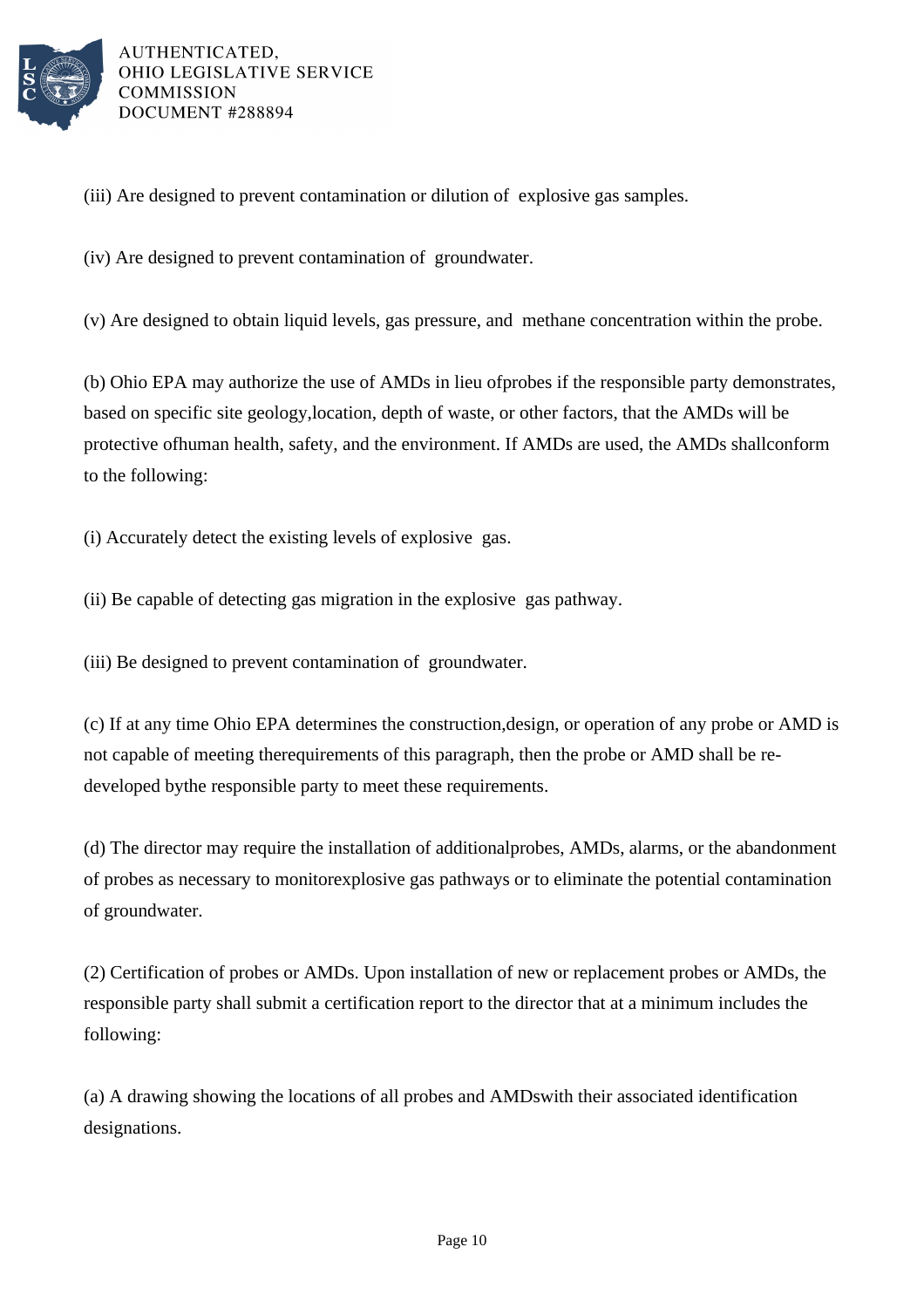(iii) Are designed to prevent contamination or dilution of explosive gas samples.

(iv) Are designed to prevent contamination of groundwater.

(v) Are designed to obtain liquid levels, gas pressure, and methane concentration within the probe.

(b) Ohio EPA may authorize the use of AMDs in lieu ofprobes if the responsible party demonstrates, based on specific site geology,location, depth of waste, or other factors, that the AMDs will be protective ofhuman health, safety, and the environment. If AMDs are used, the AMDs shallconform to the following:

(i) Accurately detect the existing levels of explosive gas.

(ii) Be capable of detecting gas migration in the explosive gas pathway.

(iii) Be designed to prevent contamination of groundwater.

(c) If at any time Ohio EPA determines the construction,design, or operation of any probe or AMD is not capable of meeting therequirements of this paragraph, then the probe or AMD shall be re-developed bythe responsible party to meet these requirements.

(d) The director may require the installation of additionalprobes, AMDs, alarms, or the abandonment of probes as necessary to monitorexplosive gas pathways or to eliminate the potential contamination of groundwater.

(2) Certification of probes or AMDs. Upon installation of new or replacement probes or AMDs, the responsible party shall submit a certification report to the director that at a minimum includes the following:

(a) A drawing showing the locations of all probes and AMDswith their associated identification designations.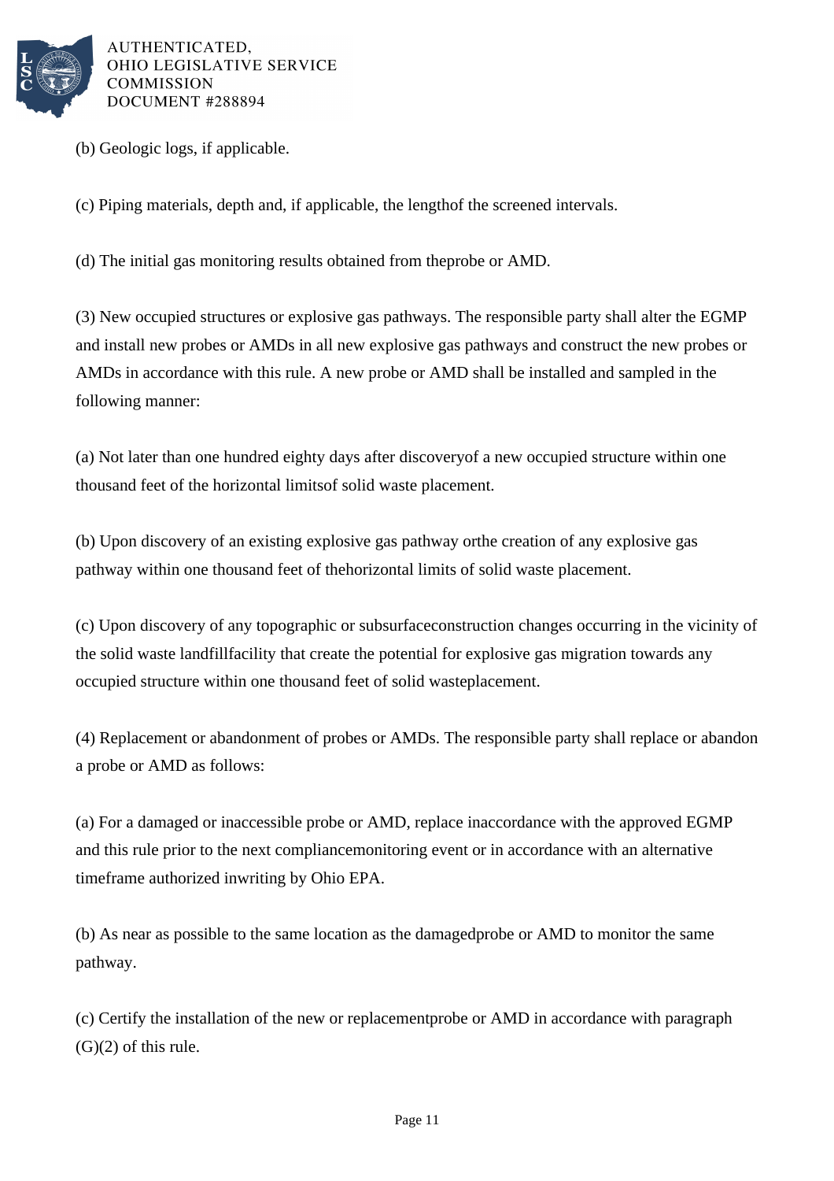(b) Geologic logs, if applicable.

(c) Piping materials, depth and, if applicable, the lengthof the screened intervals.

(d) The initial gas monitoring results obtained from theprobe or AMD.

(3) New occupied structures or explosive gas pathways. The responsible party shall alter the EGMP and install new probes or AMDs in all new explosive gas pathways and construct the new probes or AMDs in accordance with this rule. A new probe or AMD shall be installed and sampled in the following manner:

(a) Not later than one hundred eighty days after discoveryof a new occupied structure within one thousand feet of the horizontal limitsof solid waste placement.

(b) Upon discovery of an existing explosive gas pathway orthe creation of any explosive gas pathway within one thousand feet of thehorizontal limits of solid waste placement.

(c) Upon discovery of any topographic or subsurfaceconstruction changes occurring in the vicinity of the solid waste landfillfacility that create the potential for explosive gas migration towards any occupied structure within one thousand feet of solid wasteplacement.

(4) Replacement or abandonment of probes or AMDs. The responsible party shall replace or abandon a probe or AMD as follows:

(a) For a damaged or inaccessible probe or AMD, replace inaccordance with the approved EGMP and this rule prior to the next compliancemonitoring event or in accordance with an alternative timeframe authorized inwriting by Ohio EPA.

(b) As near as possible to the same location as the damagedprobe or AMD to monitor the same pathway.

(c) Certify the installation of the new or replacementprobe or AMD in accordance with paragraph (G)(2) of this rule.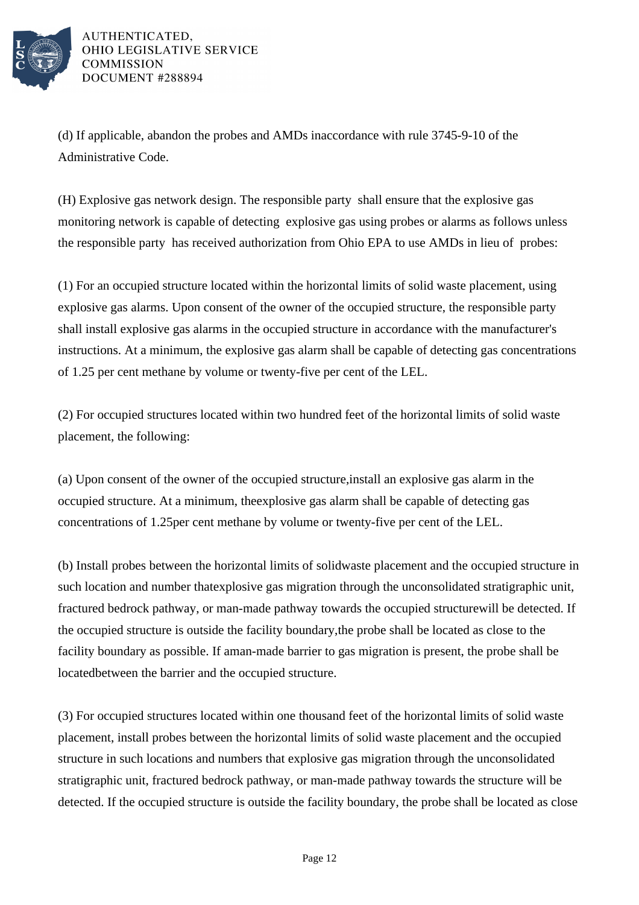(d) If applicable, abandon the probes and AMDs inaccordance with rule 3745-9-10 of the Administrative Code.

(H) Explosive gas network design. The responsible party shall ensure that the explosive gas monitoring network is capable of detecting explosive gas using probes or alarms as follows unless the responsible party has received authorization from Ohio EPA to use AMDs in lieu of probes:

(1) For an occupied structure located within the horizontal limits of solid waste placement, using explosive gas alarms. Upon consent of the owner of the occupied structure, the responsible party shall install explosive gas alarms in the occupied structure in accordance with the manufacturer's instructions. At a minimum, the explosive gas alarm shall be capable of detecting gas concentrations of 1.25 per cent methane by volume or twenty-five per cent of the LEL.

(2) For occupied structures located within two hundred feet of the horizontal limits of solid waste placement, the following:

(a) Upon consent of the owner of the occupied structure,install an explosive gas alarm in the occupied structure. At a minimum, theexplosive gas alarm shall be capable of detecting gas concentrations of 1.25per cent methane by volume or twenty-five per cent of the LEL.

(b) Install probes between the horizontal limits of solidwaste placement and the occupied structure in such location and number thatexplosive gas migration through the unconsolidated stratigraphic unit, fractured bedrock pathway, or man-made pathway towards the occupied structurewill be detected. If the occupied structure is outside the facility boundary,the probe shall be located as close to the facility boundary as possible. If aman-made barrier to gas migration is present, the probe shall be locatedbetween the barrier and the occupied structure.

(3) For occupied structures located within one thousand feet of the horizontal limits of solid waste placement, install probes between the horizontal limits of solid waste placement and the occupied structure in such locations and numbers that explosive gas migration through the unconsolidated stratigraphic unit, fractured bedrock pathway, or man-made pathway towards the structure will be detected. If the occupied structure is outside the facility boundary, the probe shall be located as close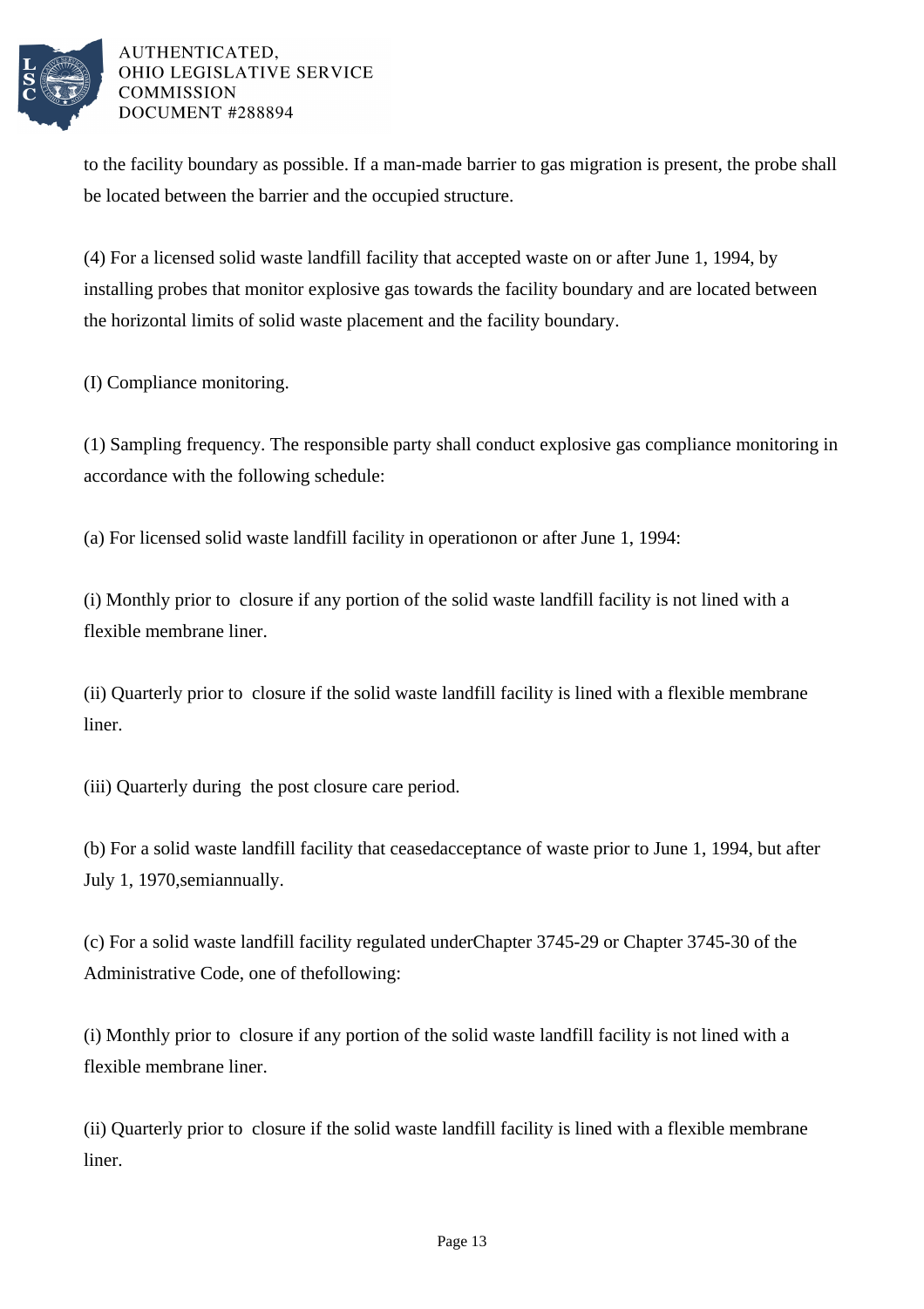to the facility boundary as possible. If a man-made barrier to gas migration is present, the probe shall be located between the barrier and the occupied structure.

(4) For a licensed solid waste landfill facility that accepted waste on or after June 1, 1994, by installing probes that monitor explosive gas towards the facility boundary and are located between the horizontal limits of solid waste placement and the facility boundary.

(I) Compliance monitoring.

(1) Sampling frequency. The responsible party shall conduct explosive gas compliance monitoring in accordance with the following schedule:

(a) For licensed solid waste landfill facility in operationon or after June 1, 1994:

(i) Monthly prior to closure if any portion of the solid waste landfill facility is not lined with a flexible membrane liner.

(ii) Quarterly prior to closure if the solid waste landfill facility is lined with a flexible membrane liner.

(iii) Quarterly during the post closure care period.

(b) For a solid waste landfill facility that ceasedacceptance of waste prior to June 1, 1994, but after July 1, 1970,semiannually.

(c) For a solid waste landfill facility regulated underChapter 3745-29 or Chapter 3745-30 of the Administrative Code, one of thefollowing:

(i) Monthly prior to closure if any portion of the solid waste landfill facility is not lined with a flexible membrane liner.

(ii) Quarterly prior to closure if the solid waste landfill facility is lined with a flexible membrane liner.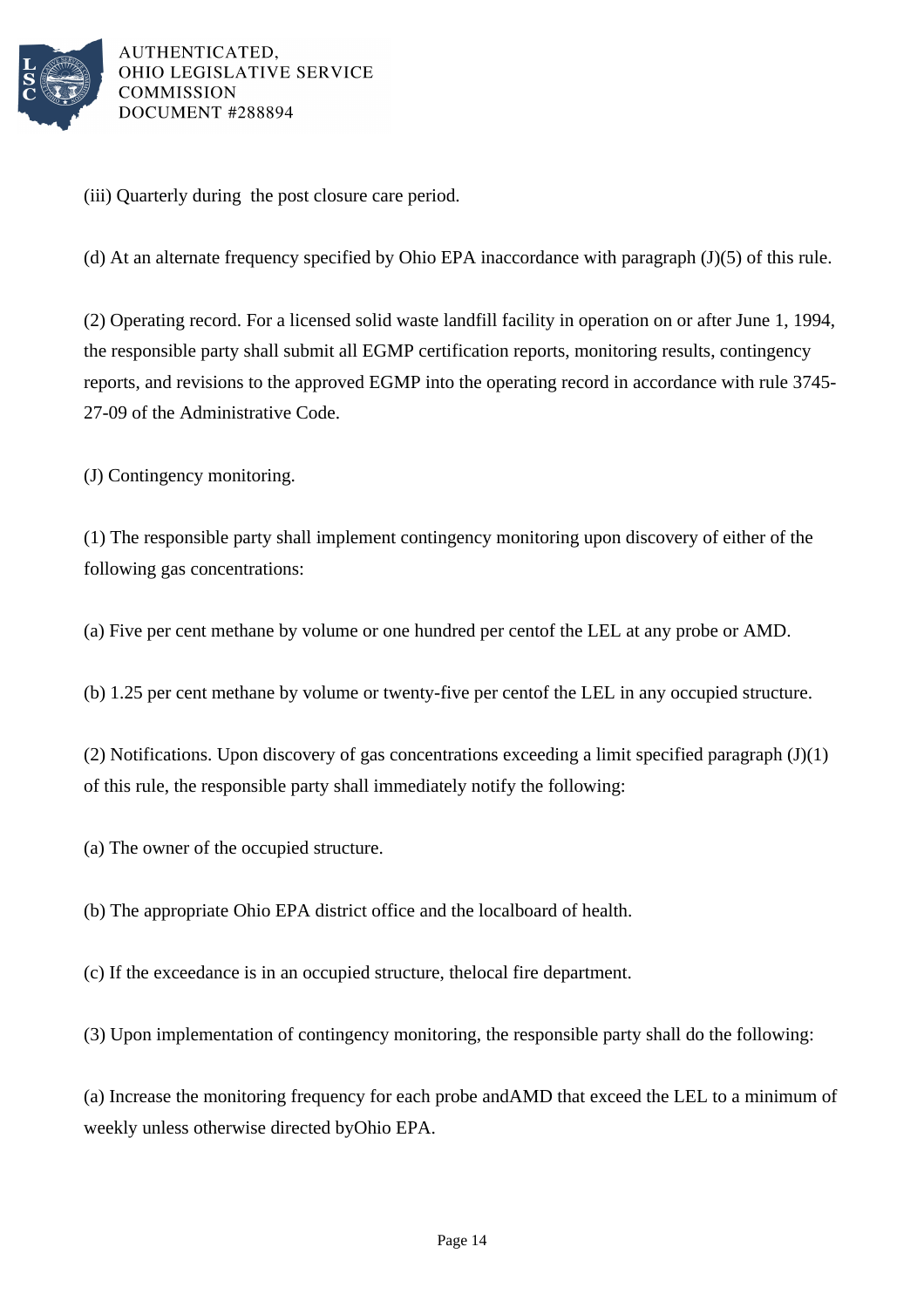(iii) Quarterly during the post closure care period.

(d) At an alternate frequency specified by Ohio EPA inaccordance with paragraph (J)(5) of this rule.

(2) Operating record. For a licensed solid waste landfill facility in operation on or after June 1, 1994, the responsible party shall submit all EGMP certification reports, monitoring results, contingency reports, and revisions to the approved EGMP into the operating record in accordance with rule 3745-27-09 of the Administrative Code.

(J) Contingency monitoring.

(1) The responsible party shall implement contingency monitoring upon discovery of either of the following gas concentrations:

(a) Five per cent methane by volume or one hundred per centof the LEL at any probe or AMD.

(b) 1.25 per cent methane by volume or twenty-five per centof the LEL in any occupied structure.

(2) Notifications. Upon discovery of gas concentrations exceeding a limit specified paragraph (J)(1) of this rule, the responsible party shall immediately notify the following:

(a) The owner of the occupied structure.

(b) The appropriate Ohio EPA district office and the localboard of health.

(c) If the exceedance is in an occupied structure, thelocal fire department.

(3) Upon implementation of contingency monitoring, the responsible party shall do the following:

(a) Increase the monitoring frequency for each probe andAMD that exceed the LEL to a minimum of weekly unless otherwise directed byOhio EPA.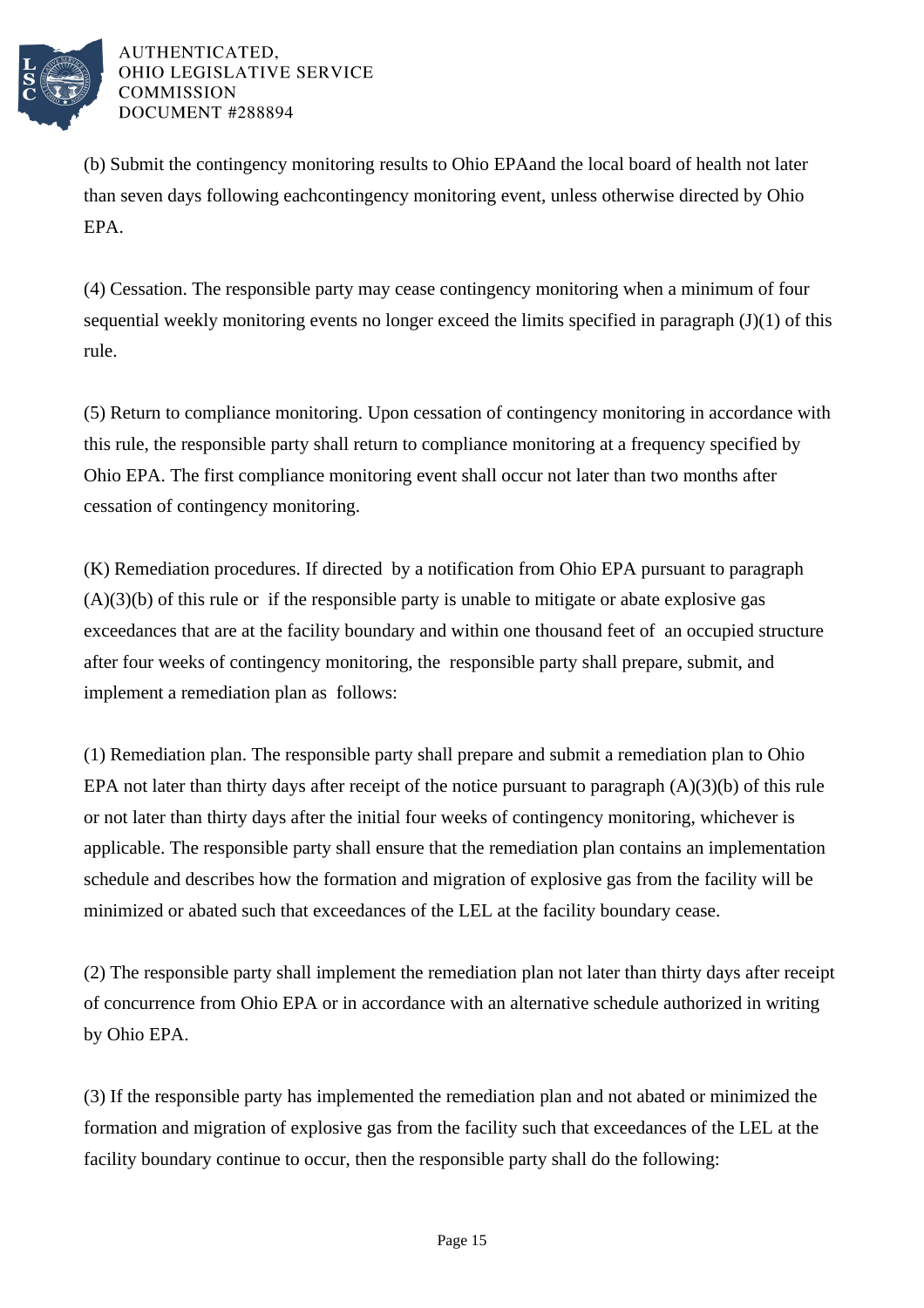(b) Submit the contingency monitoring results to Ohio EPAand the local board of health not later than seven days following eachcontingency monitoring event, unless otherwise directed by Ohio EPA.

(4) Cessation. The responsible party may cease contingency monitoring when a minimum of four sequential weekly monitoring events no longer exceed the limits specified in paragraph (J)(1) of this rule.

(5) Return to compliance monitoring. Upon cessation of contingency monitoring in accordance with this rule, the responsible party shall return to compliance monitoring at a frequency specified by Ohio EPA. The first compliance monitoring event shall occur not later than two months after cessation of contingency monitoring.

(K) Remediation procedures. If directed by a notification from Ohio EPA pursuant to paragraph (A)(3)(b) of this rule or if the responsible party is unable to mitigate or abate explosive gas exceedances that are at the facility boundary and within one thousand feet of an occupied structure after four weeks of contingency monitoring, the responsible party shall prepare, submit, and implement a remediation plan as follows:

(1) Remediation plan. The responsible party shall prepare and submit a remediation plan to Ohio EPA not later than thirty days after receipt of the notice pursuant to paragraph (A)(3)(b) of this rule or not later than thirty days after the initial four weeks of contingency monitoring, whichever is applicable. The responsible party shall ensure that the remediation plan contains an implementation schedule and describes how the formation and migration of explosive gas from the facility will be minimized or abated such that exceedances of the LEL at the facility boundary cease.

(2) The responsible party shall implement the remediation plan not later than thirty days after receipt of concurrence from Ohio EPA or in accordance with an alternative schedule authorized in writing by Ohio EPA.

(3) If the responsible party has implemented the remediation plan and not abated or minimized the formation and migration of explosive gas from the facility such that exceedances of the LEL at the facility boundary continue to occur, then the responsible party shall do the following: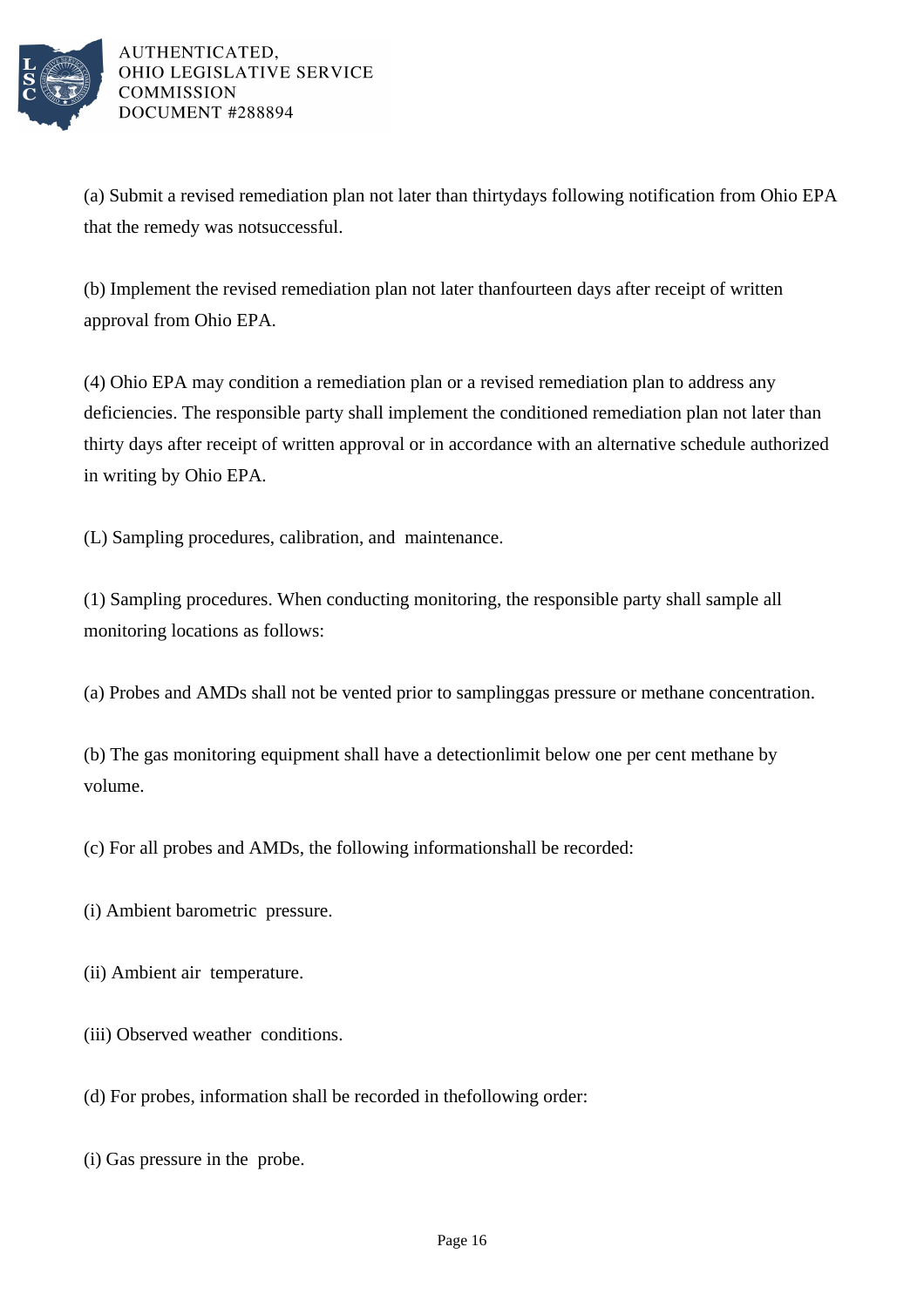(a) Submit a revised remediation plan not later than thirtydays following notification from Ohio EPA that the remedy was notsuccessful.

(b) Implement the revised remediation plan not later thanfourteen days after receipt of written approval from Ohio EPA.

(4) Ohio EPA may condition a remediation plan or a revised remediation plan to address any deficiencies. The responsible party shall implement the conditioned remediation plan not later than thirty days after receipt of written approval or in accordance with an alternative schedule authorized in writing by Ohio EPA.

(L) Sampling procedures, calibration, and maintenance.

(1) Sampling procedures. When conducting monitoring, the responsible party shall sample all monitoring locations as follows:

(a) Probes and AMDs shall not be vented prior to samplinggas pressure or methane concentration.

(b) The gas monitoring equipment shall have a detectionlimit below one per cent methane by volume.

(c) For all probes and AMDs, the following informationshall be recorded:

(i) Ambient barometric pressure.

(ii) Ambient air temperature.

(iii) Observed weather conditions.

(d) For probes, information shall be recorded in thefollowing order:

(i) Gas pressure in the probe.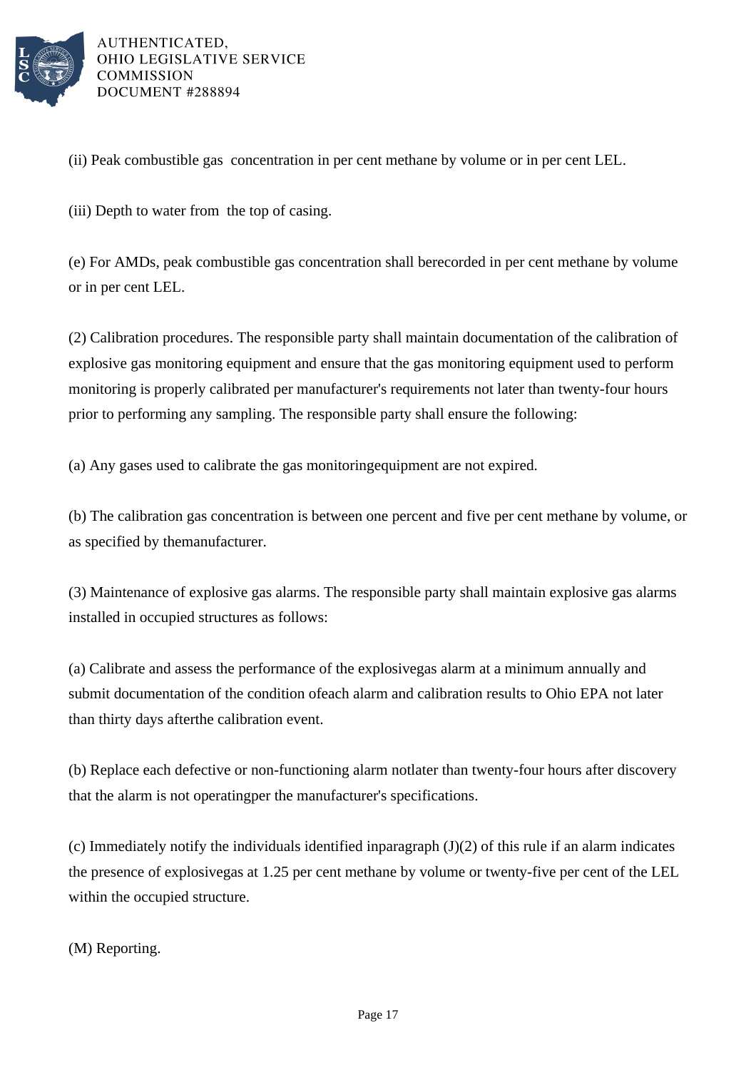(ii) Peak combustible gas concentration in per cent methane by volume or in per cent LEL.

(iii) Depth to water from the top of casing.

(e) For AMDs, peak combustible gas concentration shall berecorded in per cent methane by volume or in per cent LEL.

(2) Calibration procedures. The responsible party shall maintain documentation of the calibration of explosive gas monitoring equipment and ensure that the gas monitoring equipment used to perform monitoring is properly calibrated per manufacturer's requirements not later than twenty-four hours prior to performing any sampling. The responsible party shall ensure the following:

(a) Any gases used to calibrate the gas monitoringequipment are not expired.

(b) The calibration gas concentration is between one percent and five per cent methane by volume, or as specified by themanufacturer.

(3) Maintenance of explosive gas alarms. The responsible party shall maintain explosive gas alarms installed in occupied structures as follows:

(a) Calibrate and assess the performance of the explosivegas alarm at a minimum annually and submit documentation of the condition ofeach alarm and calibration results to Ohio EPA not later than thirty days afterthe calibration event.

(b) Replace each defective or non-functioning alarm notlater than twenty-four hours after discovery that the alarm is not operatingper the manufacturer's specifications.

(c) Immediately notify the individuals identified inparagraph (J)(2) of this rule if an alarm indicates the presence of explosivegas at 1.25 per cent methane by volume or twenty-five per cent of the LEL within the occupied structure.

(M) Reporting.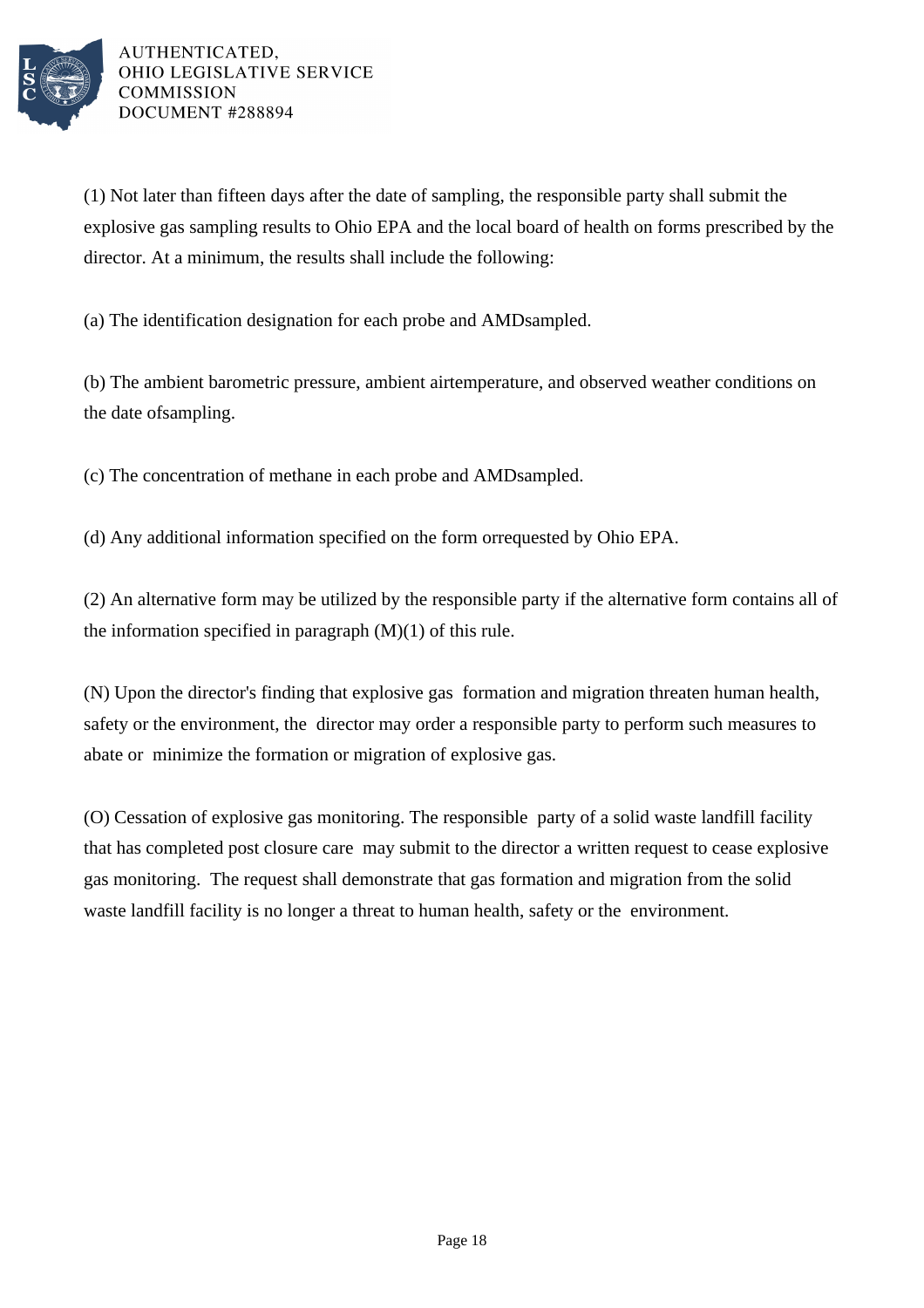(1) Not later than fifteen days after the date of sampling, the responsible party shall submit the explosive gas sampling results to Ohio EPA and the local board of health on forms prescribed by the director. At a minimum, the results shall include the following:

(a) The identification designation for each probe and AMDsampled.

(b) The ambient barometric pressure, ambient airtemperature, and observed weather conditions on the date ofsampling.

(c) The concentration of methane in each probe and AMDsampled.

(d) Any additional information specified on the form orrequested by Ohio EPA.

(2) An alternative form may be utilized by the responsible party if the alternative form contains all of the information specified in paragraph (M)(1) of this rule.

(N) Upon the director's finding that explosive gas formation and migration threaten human health, safety or the environment, the director may order a responsible party to perform such measures to abate or minimize the formation or migration of explosive gas.

(O) Cessation of explosive gas monitoring. The responsible party of a solid waste landfill facility that has completed post closure care may submit to the director a written request to cease explosive gas monitoring. The request shall demonstrate that gas formation and migration from the solid waste landfill facility is no longer a threat to human health, safety or the environment.